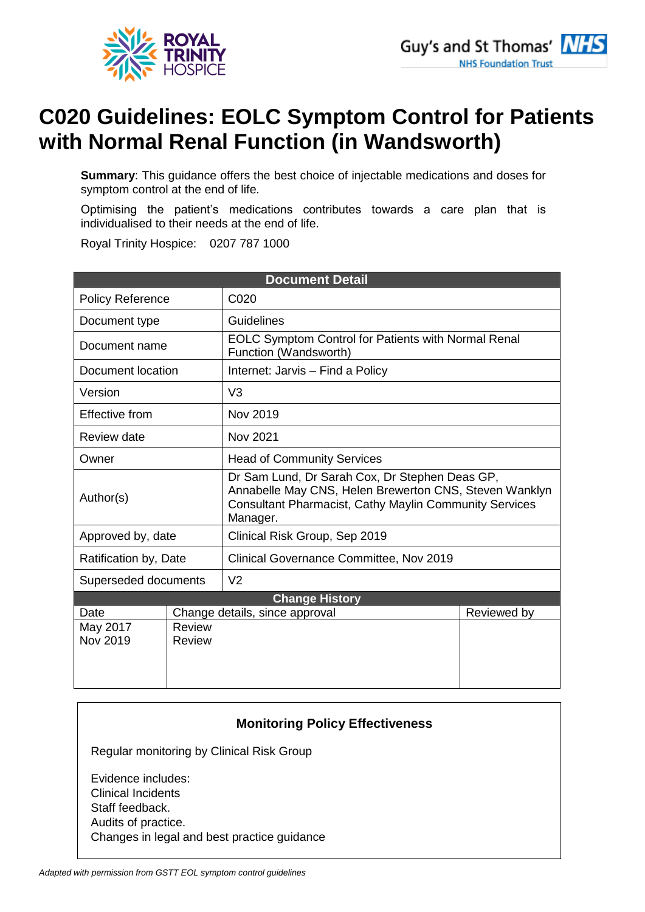ROYAL TRINITY HOSPICE

Guy's and St Thomas' NHS Foundation Trust

# C020 Guidelines: EOLC Symptom Control for Patients with Normal Renal Function (in Wandsworth)

**Summary**: This guidance offers the best choice of injectable medications and doses for symptom control at the end of life.

Optimising the patient's medications contributes towards a care plan that is individualised to their needs at the end of life.

Royal Trinity Hospice: 0207 787 1000

| **Document Detail** | |
|---|---|
| Policy Reference | C020 |
| Document type | Guidelines |
| Document name | EOLC Symptom Control for Patients with Normal Renal Function (Wandsworth) |
| Document location | Internet: Jarvis – Find a Policy |
| Version | V3 |
| Effective from | Nov 2019 |
| Review date | Nov 2021 |
| Owner | Head of Community Services |
| Author(s) | Dr Sam Lund, Dr Sarah Cox, Dr Stephen Deas GP, Annabelle May CNS, Helen Brewerton CNS, Steven Wanklyn Consultant Pharmacist, Cathy Maylin Community Services Manager. |
| Approved by, date | Clinical Risk Group, Sep 2019 |
| Ratification by, Date | Clinical Governance Committee, Nov 2019 |
| Superseded documents | V2 |

| **Change History** | | |
|---|---|---|
| Date | Change details, since approval | Reviewed by |
| May 2017 | Review | |
| Nov 2019 | Review | |

**Monitoring Policy Effectiveness**

Regular monitoring by Clinical Risk Group

Evidence includes:
Clinical Incidents
Staff feedback.
Audits of practice.
Changes in legal and best practice guidance

*Adapted with permission from GSTT EOL symptom control guidelines*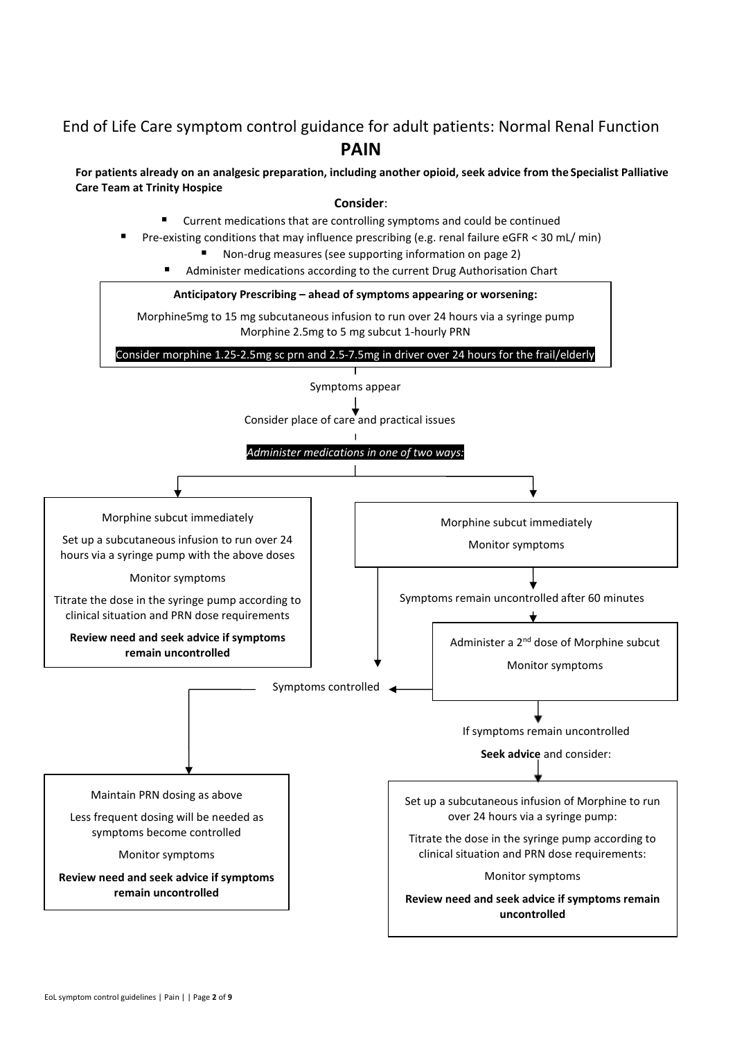# End of Life Care symptom control guidance for adult patients: Normal Renal Function

## PAIN

**For patients already on an analgesic preparation, including another opioid, seek advice from the Specialist Palliative Care Team at Trinity Hospice**

**Consider**:

- Current medications that are controlling symptoms and could be continued
- Pre-existing conditions that may influence prescribing (e.g. renal failure eGFR < 30 mL/ min)
- Non-drug measures (see supporting information on page 2)
- Administer medications according to the current Drug Authorisation Chart

**Anticipatory Prescribing – ahead of symptoms appearing or worsening:**

Morphine5mg to 15 mg subcutaneous infusion to run over 24 hours via a syringe pump
Morphine 2.5mg to 5 mg subcut 1-hourly PRN

Consider morphine 1.25-2.5mg sc prn and 2.5-7.5mg in driver over 24 hours for the frail/elderly

↓

Symptoms appear

↓

Consider place of care and practical issues

↓

*Administer medications in one of two ways:*

**Option 1:**

Morphine subcut immediately

Set up a subcutaneous infusion to run over 24 hours via a syringe pump with the above doses

Monitor symptoms

Titrate the dose in the syringe pump according to clinical situation and PRN dose requirements

**Review need and seek advice if symptoms remain uncontrolled**

**Option 2:**

Morphine subcut immediately

Monitor symptoms

↓ (if symptoms controlled → Symptoms controlled)

Symptoms remain uncontrolled after 60 minutes

↓

Administer a 2nd dose of Morphine subcut

Monitor symptoms

↓ (if symptoms controlled → Symptoms controlled)

If symptoms remain uncontrolled

**Seek advice** and consider:

Set up a subcutaneous infusion of Morphine to run over 24 hours via a syringe pump:

Titrate the dose in the syringe pump according to clinical situation and PRN dose requirements:

Monitor symptoms

**Review need and seek advice if symptoms remain uncontrolled**

**Symptoms controlled**

↓

Maintain PRN dosing as above

Less frequent dosing will be needed as symptoms become controlled

Monitor symptoms

**Review need and seek advice if symptoms remain uncontrolled**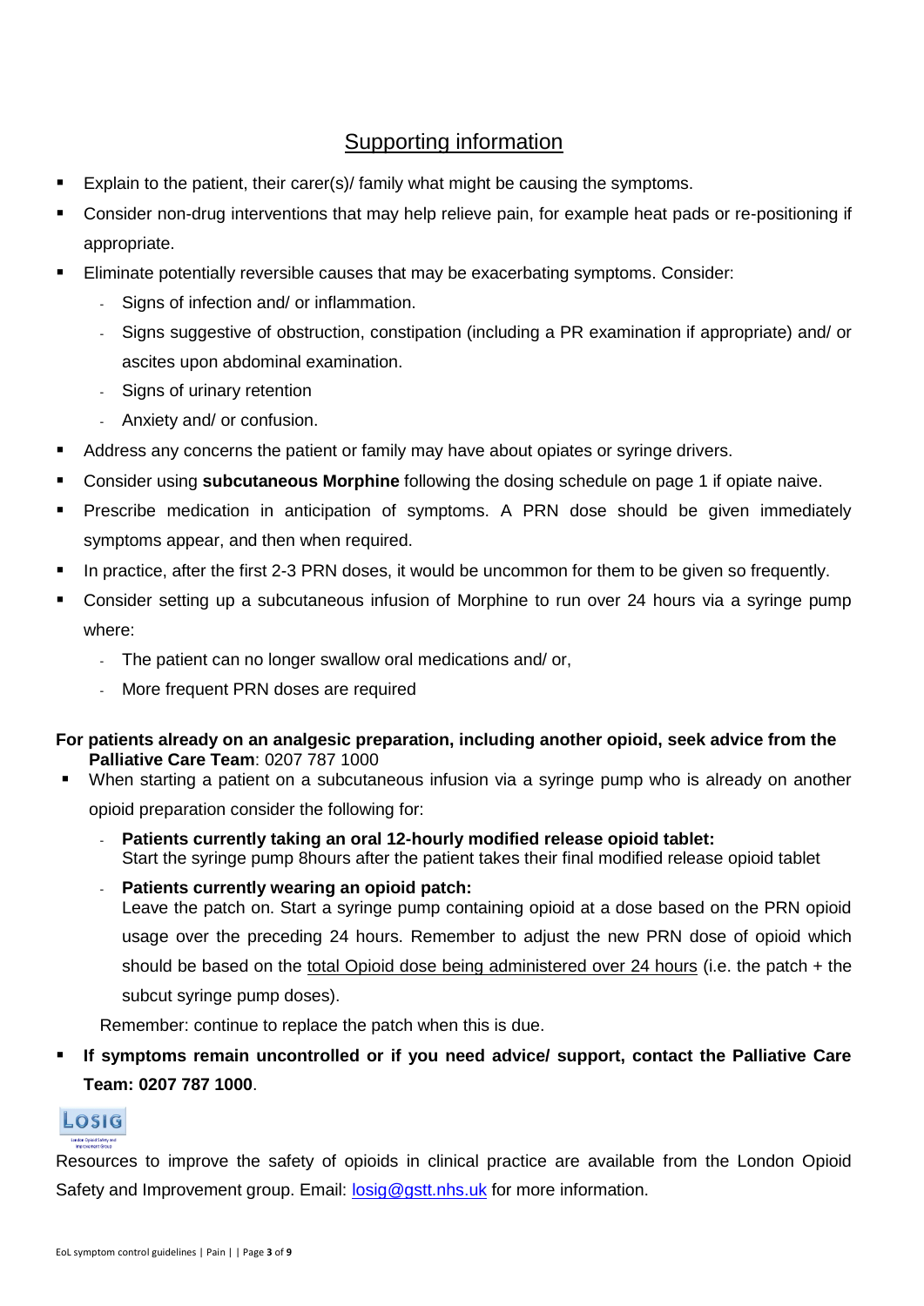## Supporting information

- Explain to the patient, their carer(s)/ family what might be causing the symptoms.
- Consider non-drug interventions that may help relieve pain, for example heat pads or re-positioning if appropriate.
- Eliminate potentially reversible causes that may be exacerbating symptoms. Consider:
  - Signs of infection and/ or inflammation.
  - Signs suggestive of obstruction, constipation (including a PR examination if appropriate) and/ or ascites upon abdominal examination.
  - Signs of urinary retention
  - Anxiety and/ or confusion.
- Address any concerns the patient or family may have about opiates or syringe drivers.
- Consider using **subcutaneous Morphine** following the dosing schedule on page 1 if opiate naive.
- Prescribe medication in anticipation of symptoms. A PRN dose should be given immediately symptoms appear, and then when required.
- In practice, after the first 2-3 PRN doses, it would be uncommon for them to be given so frequently.
- Consider setting up a subcutaneous infusion of Morphine to run over 24 hours via a syringe pump where:
  - The patient can no longer swallow oral medications and/ or,
  - More frequent PRN doses are required

**For patients already on an analgesic preparation, including another opioid, seek advice from the Palliative Care Team**: 0207 787 1000

- When starting a patient on a subcutaneous infusion via a syringe pump who is already on another opioid preparation consider the following for:
  - **Patients currently taking an oral 12-hourly modified release opioid tablet:** Start the syringe pump 8hours after the patient takes their final modified release opioid tablet
  - **Patients currently wearing an opioid patch:** Leave the patch on. Start a syringe pump containing opioid at a dose based on the PRN opioid usage over the preceding 24 hours. Remember to adjust the new PRN dose of opioid which should be based on the total Opioid dose being administered over 24 hours (i.e. the patch + the subcut syringe pump doses).

  Remember: continue to replace the patch when this is due.
- **If symptoms remain uncontrolled or if you need advice/ support, contact the Palliative Care Team: 0207 787 1000**.

LOSIG

Resources to improve the safety of opioids in clinical practice are available from the London Opioid Safety and Improvement group. Email: losig@gstt.nhs.uk for more information.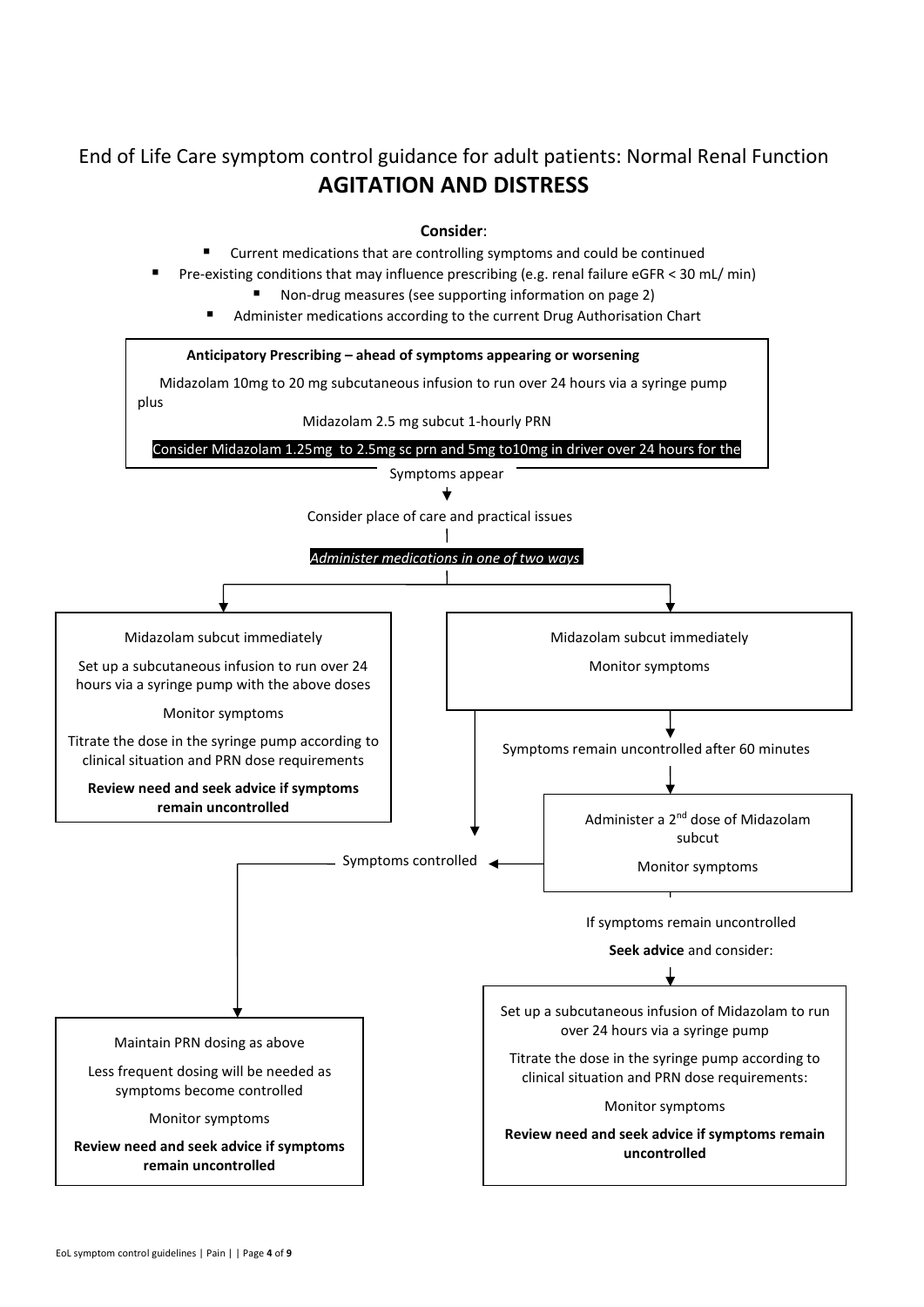# End of Life Care symptom control guidance for adult patients: Normal Renal Function

## AGITATION AND DISTRESS

**Consider**:

- Current medications that are controlling symptoms and could be continued
- Pre-existing conditions that may influence prescribing (e.g. renal failure eGFR < 30 mL/ min)
- Non-drug measures (see supporting information on page 2)
- Administer medications according to the current Drug Authorisation Chart

**Anticipatory Prescribing – ahead of symptoms appearing or worsening**

Midazolam 10mg to 20 mg subcutaneous infusion to run over 24 hours via a syringe pump plus

Midazolam 2.5 mg subcut 1-hourly PRN

Consider Midazolam 1.25mg to 2.5mg sc prn and 5mg to10mg in driver over 24 hours for the

Symptoms appear

Consider place of care and practical issues

*Administer medications in one of two ways*

**Option 1:**

Midazolam subcut immediately

Set up a subcutaneous infusion to run over 24 hours via a syringe pump with the above doses

Monitor symptoms

Titrate the dose in the syringe pump according to clinical situation and PRN dose requirements

**Review need and seek advice if symptoms remain uncontrolled**

**Option 2:**

Midazolam subcut immediately

Monitor symptoms

Symptoms remain uncontrolled after 60 minutes

Administer a 2nd dose of Midazolam subcut

Monitor symptoms

If symptoms remain uncontrolled

**Seek advice** and consider:

Set up a subcutaneous infusion of Midazolam to run over 24 hours via a syringe pump

Titrate the dose in the syringe pump according to clinical situation and PRN dose requirements:

Monitor symptoms

**Review need and seek advice if symptoms remain uncontrolled**

**Symptoms controlled**

Maintain PRN dosing as above

Less frequent dosing will be needed as symptoms become controlled

Monitor symptoms

**Review need and seek advice if symptoms remain uncontrolled**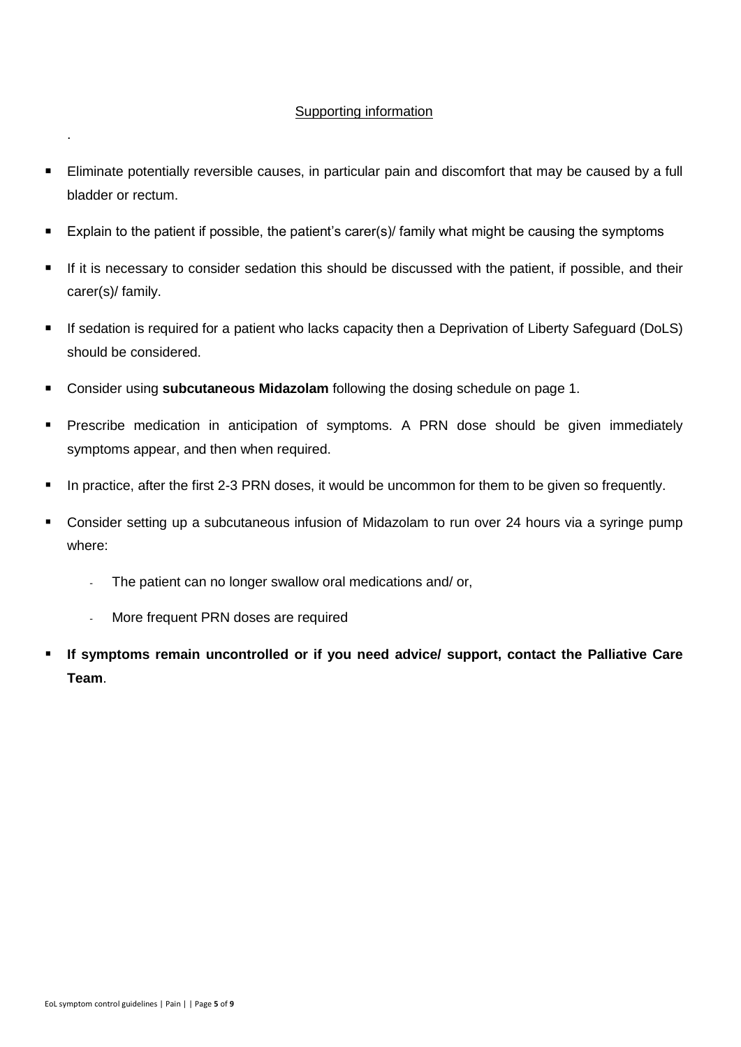Supporting information

.

- Eliminate potentially reversible causes, in particular pain and discomfort that may be caused by a full bladder or rectum.
- Explain to the patient if possible, the patient's carer(s)/ family what might be causing the symptoms
- If it is necessary to consider sedation this should be discussed with the patient, if possible, and their carer(s)/ family.
- If sedation is required for a patient who lacks capacity then a Deprivation of Liberty Safeguard (DoLS) should be considered.
- Consider using **subcutaneous Midazolam** following the dosing schedule on page 1.
- Prescribe medication in anticipation of symptoms. A PRN dose should be given immediately symptoms appear, and then when required.
- In practice, after the first 2-3 PRN doses, it would be uncommon for them to be given so frequently.
- Consider setting up a subcutaneous infusion of Midazolam to run over 24 hours via a syringe pump where:
  - The patient can no longer swallow oral medications and/ or,
  - More frequent PRN doses are required
- **If symptoms remain uncontrolled or if you need advice/ support, contact the Palliative Care Team**.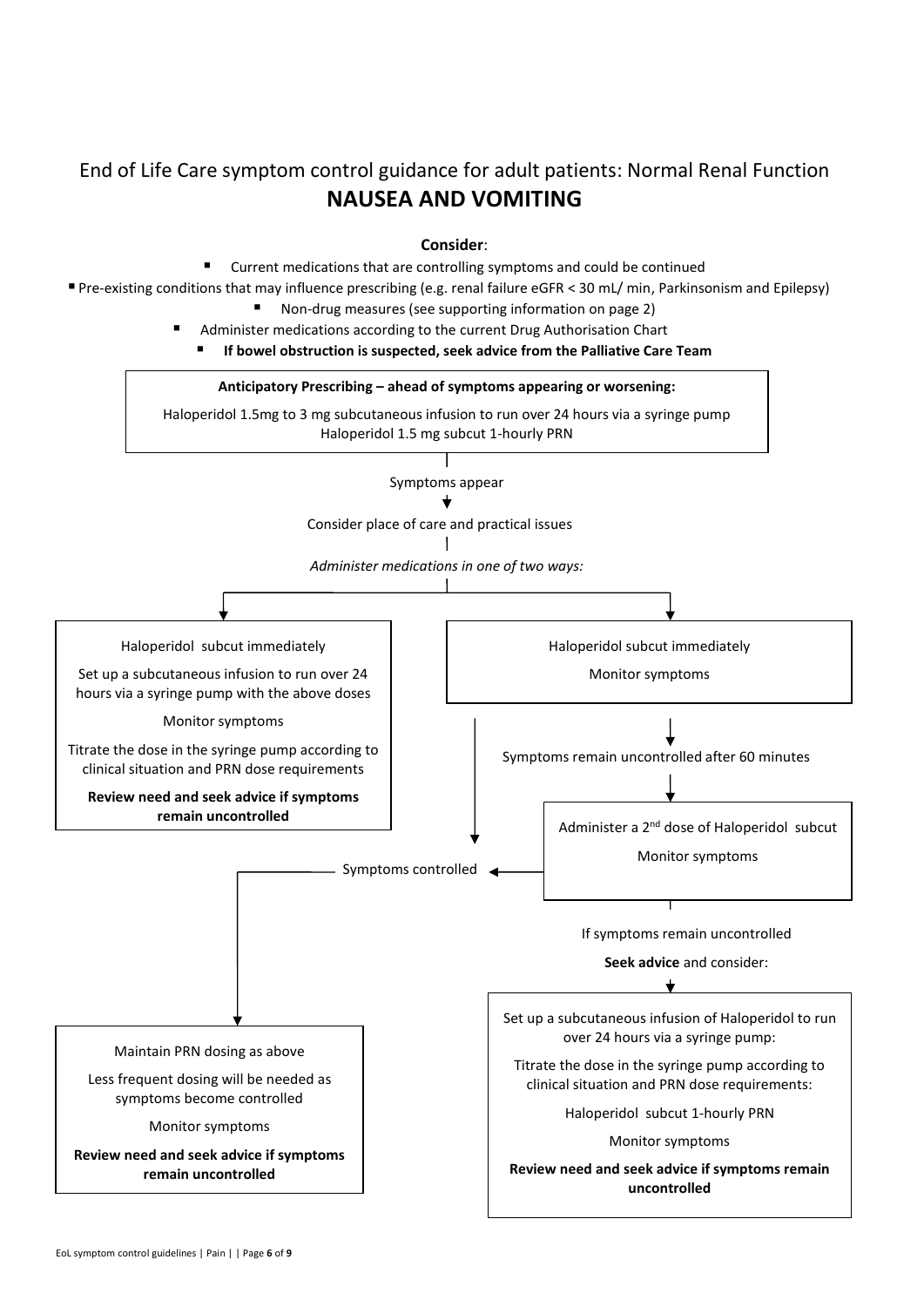# End of Life Care symptom control guidance for adult patients: Normal Renal Function

## NAUSEA AND VOMITING

**Consider**:

- Current medications that are controlling symptoms and could be continued
- Pre-existing conditions that may influence prescribing (e.g. renal failure eGFR < 30 mL/ min, Parkinsonism and Epilepsy)
- Non-drug measures (see supporting information on page 2)
- Administer medications according to the current Drug Authorisation Chart
- **If bowel obstruction is suspected, seek advice from the Palliative Care Team**

**Anticipatory Prescribing – ahead of symptoms appearing or worsening:**

Haloperidol 1.5mg to 3 mg subcutaneous infusion to run over 24 hours via a syringe pump
Haloperidol 1.5 mg subcut 1-hourly PRN

Symptoms appear

Consider place of care and practical issues

*Administer medications in one of two ways:*

**Option 1:**

Haloperidol subcut immediately

Set up a subcutaneous infusion to run over 24 hours via a syringe pump with the above doses

Monitor symptoms

Titrate the dose in the syringe pump according to clinical situation and PRN dose requirements

**Review need and seek advice if symptoms remain uncontrolled**

**Option 2:**

Haloperidol subcut immediately

Monitor symptoms

Symptoms remain uncontrolled after 60 minutes

Administer a 2nd dose of Haloperidol subcut

Monitor symptoms

If symptoms remain uncontrolled

**Seek advice** and consider:

Set up a subcutaneous infusion of Haloperidol to run over 24 hours via a syringe pump:

Titrate the dose in the syringe pump according to clinical situation and PRN dose requirements:

Haloperidol subcut 1-hourly PRN

Monitor symptoms

**Review need and seek advice if symptoms remain uncontrolled**

**Symptoms controlled:**

Maintain PRN dosing as above

Less frequent dosing will be needed as symptoms become controlled

Monitor symptoms

**Review need and seek advice if symptoms remain uncontrolled**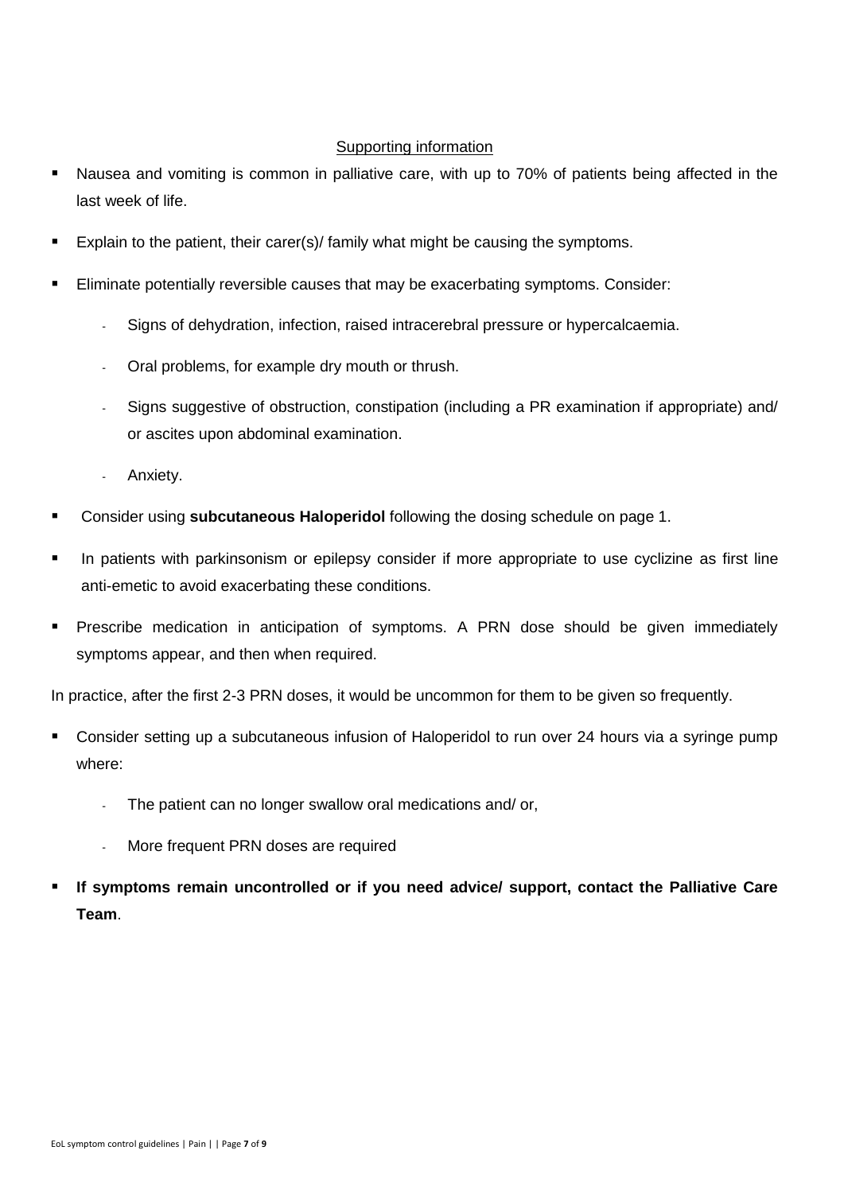Supporting information

- Nausea and vomiting is common in palliative care, with up to 70% of patients being affected in the last week of life.
- Explain to the patient, their carer(s)/ family what might be causing the symptoms.
- Eliminate potentially reversible causes that may be exacerbating symptoms. Consider:
  - Signs of dehydration, infection, raised intracerebral pressure or hypercalcaemia.
  - Oral problems, for example dry mouth or thrush.
  - Signs suggestive of obstruction, constipation (including a PR examination if appropriate) and/ or ascites upon abdominal examination.
  - Anxiety.
- Consider using **subcutaneous Haloperidol** following the dosing schedule on page 1.
- In patients with parkinsonism or epilepsy consider if more appropriate to use cyclizine as first line anti-emetic to avoid exacerbating these conditions.
- Prescribe medication in anticipation of symptoms. A PRN dose should be given immediately symptoms appear, and then when required.

In practice, after the first 2-3 PRN doses, it would be uncommon for them to be given so frequently.

- Consider setting up a subcutaneous infusion of Haloperidol to run over 24 hours via a syringe pump where:
  - The patient can no longer swallow oral medications and/ or,
  - More frequent PRN doses are required
- **If symptoms remain uncontrolled or if you need advice/ support, contact the Palliative Care Team**.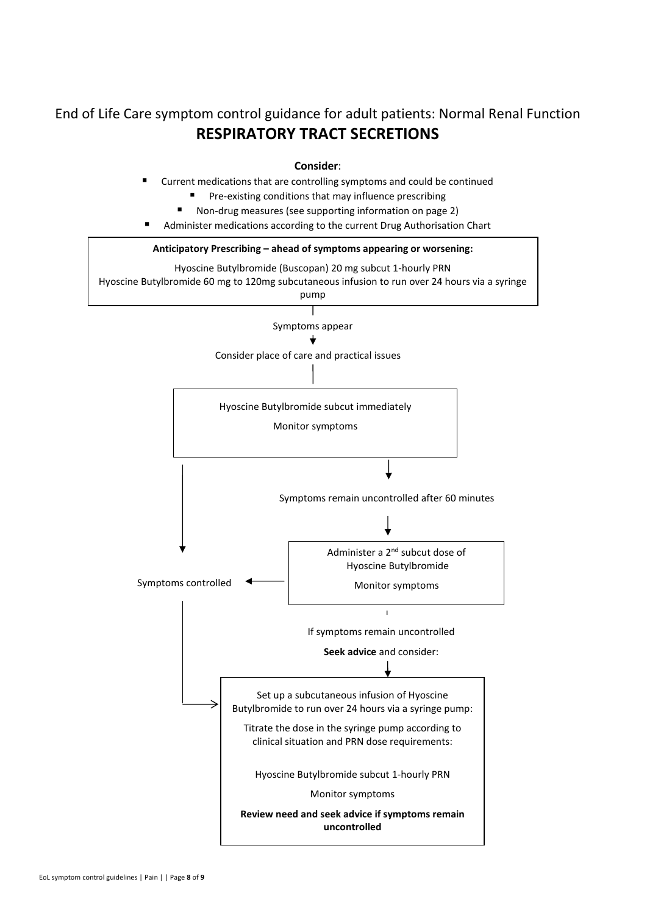End of Life Care symptom control guidance for adult patients: Normal Renal Function

# RESPIRATORY TRACT SECRETIONS

**Consider**:

- Current medications that are controlling symptoms and could be continued
- Pre-existing conditions that may influence prescribing
- Non-drug measures (see supporting information on page 2)
- Administer medications according to the current Drug Authorisation Chart

**Anticipatory Prescribing – ahead of symptoms appearing or worsening:**

Hyoscine Butylbromide (Buscopan) 20 mg subcut 1-hourly PRN
Hyoscine Butylbromide 60 mg to 120mg subcutaneous infusion to run over 24 hours via a syringe pump

↓

Symptoms appear

↓

Consider place of care and practical issues

↓

Hyoscine Butylbromide subcut immediately

Monitor symptoms

↓

Symptoms remain uncontrolled after 60 minutes

↓

Administer a 2nd subcut dose of Hyoscine Butylbromide

Monitor symptoms

→ Symptoms controlled

If symptoms remain uncontrolled

**Seek advice** and consider:

↓

Set up a subcutaneous infusion of Hyoscine Butylbromide to run over 24 hours via a syringe pump:

Titrate the dose in the syringe pump according to clinical situation and PRN dose requirements:

Hyoscine Butylbromide subcut 1-hourly PRN

Monitor symptoms

**Review need and seek advice if symptoms remain uncontrolled**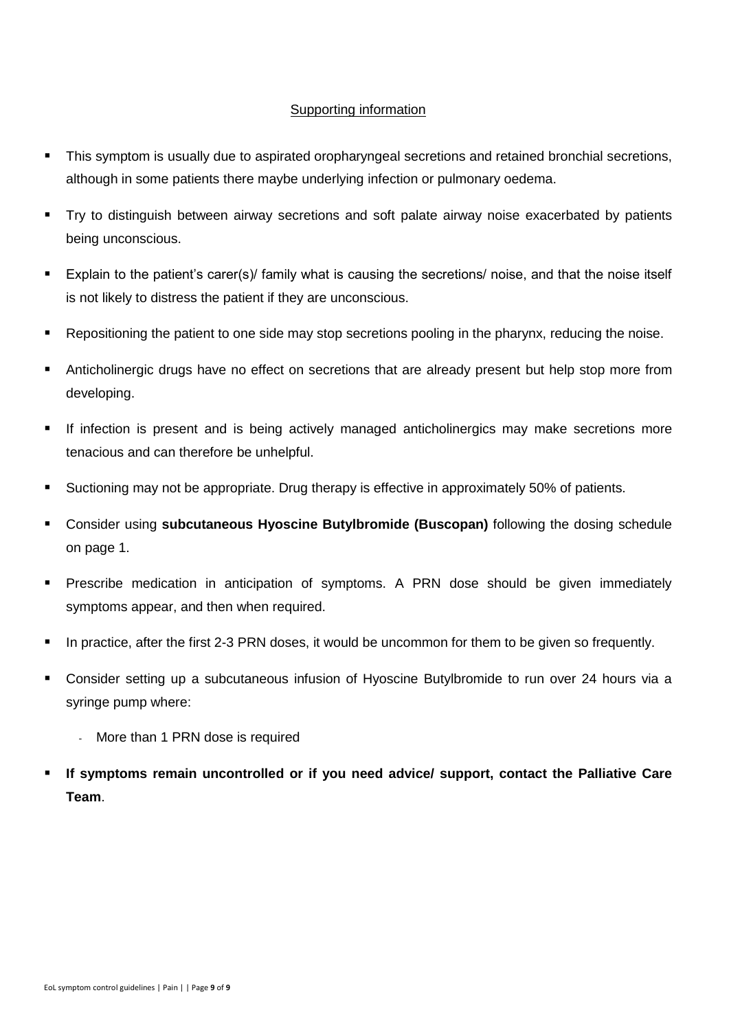## Supporting information

- This symptom is usually due to aspirated oropharyngeal secretions and retained bronchial secretions, although in some patients there maybe underlying infection or pulmonary oedema.
- Try to distinguish between airway secretions and soft palate airway noise exacerbated by patients being unconscious.
- Explain to the patient's carer(s)/ family what is causing the secretions/ noise, and that the noise itself is not likely to distress the patient if they are unconscious.
- Repositioning the patient to one side may stop secretions pooling in the pharynx, reducing the noise.
- Anticholinergic drugs have no effect on secretions that are already present but help stop more from developing.
- If infection is present and is being actively managed anticholinergics may make secretions more tenacious and can therefore be unhelpful.
- Suctioning may not be appropriate. Drug therapy is effective in approximately 50% of patients.
- Consider using **subcutaneous Hyoscine Butylbromide (Buscopan)** following the dosing schedule on page 1.
- Prescribe medication in anticipation of symptoms. A PRN dose should be given immediately symptoms appear, and then when required.
- In practice, after the first 2-3 PRN doses, it would be uncommon for them to be given so frequently.
- Consider setting up a subcutaneous infusion of Hyoscine Butylbromide to run over 24 hours via a syringe pump where:
  - More than 1 PRN dose is required
- **If symptoms remain uncontrolled or if you need advice/ support, contact the Palliative Care Team**.